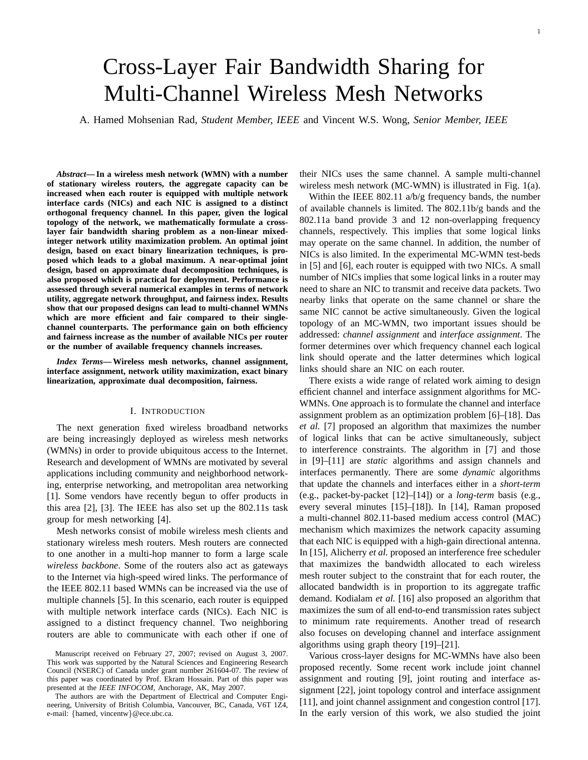# Cross-Layer Fair Bandwidth Sharing for Multi-Channel Wireless Mesh Networks

A. Hamed Mohsenian Rad, *Student Member, IEEE* and Vincent W.S. Wong, *Senior Member, IEEE*

***Abstract*— In a wireless mesh network (WMN) with a number of stationary wireless routers, the aggregate capacity can be increased when each router is equipped with multiple network interface cards (NICs) and each NIC is assigned to a distinct orthogonal frequency channel. In this paper, given the logical topology of the network, we mathematically formulate a cross-layer fair bandwidth sharing problem as a non-linear mixed-integer network utility maximization problem. An optimal joint design, based on exact binary linearization techniques, is proposed which leads to a global maximum. A near-optimal joint design, based on approximate dual decomposition techniques, is also proposed which is practical for deployment. Performance is assessed through several numerical examples in terms of network utility, aggregate network throughput, and fairness index. Results show that our proposed designs can lead to multi-channel WMNs which are more efficient and fair compared to their single-channel counterparts. The performance gain on both efficiency and fairness increase as the number of available NICs per router or the number of available frequency channels increases.**

***Index Terms*— Wireless mesh networks, channel assignment, interface assignment, network utility maximization, exact binary linearization, approximate dual decomposition, fairness.**

## I. Introduction

The next generation fixed wireless broadband networks are being increasingly deployed as wireless mesh networks (WMNs) in order to provide ubiquitous access to the Internet. Research and development of WMNs are motivated by several applications including community and neighborhood networking, enterprise networking, and metropolitan area networking [1]. Some vendors have recently begun to offer products in this area [2], [3]. The IEEE has also set up the 802.11s task group for mesh networking [4].

Mesh networks consist of mobile wireless mesh clients and stationary wireless mesh routers. Mesh routers are connected to one another in a multi-hop manner to form a large scale *wireless backbone*. Some of the routers also act as gateways to the Internet via high-speed wired links. The performance of the IEEE 802.11 based WMNs can be increased via the use of multiple channels [5]. In this scenario, each router is equipped with multiple network interface cards (NICs). Each NIC is assigned to a distinct frequency channel. Two neighboring routers are able to communicate with each other if one of their NICs uses the same channel. A sample multi-channel wireless mesh network (MC-WMN) is illustrated in Fig. 1(a).

Within the IEEE 802.11 a/b/g frequency bands, the number of available channels is limited. The 802.11b/g bands and the 802.11a band provide 3 and 12 non-overlapping frequency channels, respectively. This implies that some logical links may operate on the same channel. In addition, the number of NICs is also limited. In the experimental MC-WMN test-beds in [5] and [6], each router is equipped with two NICs. A small number of NICs implies that some logical links in a router may need to share an NIC to transmit and receive data packets. Two nearby links that operate on the same channel or share the same NIC cannot be active simultaneously. Given the logical topology of an MC-WMN, two important issues should be addressed: *channel assignment* and *interface assignment*. The former determines over which frequency channel each logical link should operate and the latter determines which logical links should share an NIC on each router.

There exists a wide range of related work aiming to design efficient channel and interface assignment algorithms for MC-WMNs. One approach is to formulate the channel and interface assignment problem as an optimization problem [6]–[18]. Das *et al.* [7] proposed an algorithm that maximizes the number of logical links that can be active simultaneously, subject to interference constraints. The algorithm in [7] and those in [9]–[11] are *static* algorithms and assign channels and interfaces permanently. There are some *dynamic* algorithms that update the channels and interfaces either in a *short-term* (e.g., packet-by-packet [12]–[14]) or a *long-term* basis (e.g., every several minutes [15]–[18]). In [14], Raman proposed a multi-channel 802.11-based medium access control (MAC) mechanism which maximizes the network capacity assuming that each NIC is equipped with a high-gain directional antenna. In [15], Alicherry *et al.* proposed an interference free scheduler that maximizes the bandwidth allocated to each wireless mesh router subject to the constraint that for each router, the allocated bandwidth is in proportion to its aggregate traffic demand. Kodialam *et al.* [16] also proposed an algorithm that maximizes the sum of all end-to-end transmission rates subject to minimum rate requirements. Another tread of research also focuses on developing channel and interface assignment algorithms using graph theory [19]–[21].

Various cross-layer designs for MC-WMNs have also been proposed recently. Some recent work include joint channel assignment and routing [9], joint routing and interface assignment [22], joint topology control and interface assignment [11], and joint channel assignment and congestion control [17]. In the early version of this work, we also studied the joint

Manuscript received on February 27, 2007; revised on August 3, 2007. This work was supported by the Natural Sciences and Engineering Research Council (NSERC) of Canada under grant number 261604-07. The review of this paper was coordinated by Prof. Ekram Hossain. Part of this paper was presented at the *IEEE INFOCOM*, Anchorage, AK, May 2007.

The authors are with the Department of Electrical and Computer Engineering, University of British Columbia, Vancouver, BC, Canada, V6T 1Z4, e-mail: {hamed, vincentw}@ece.ubc.ca.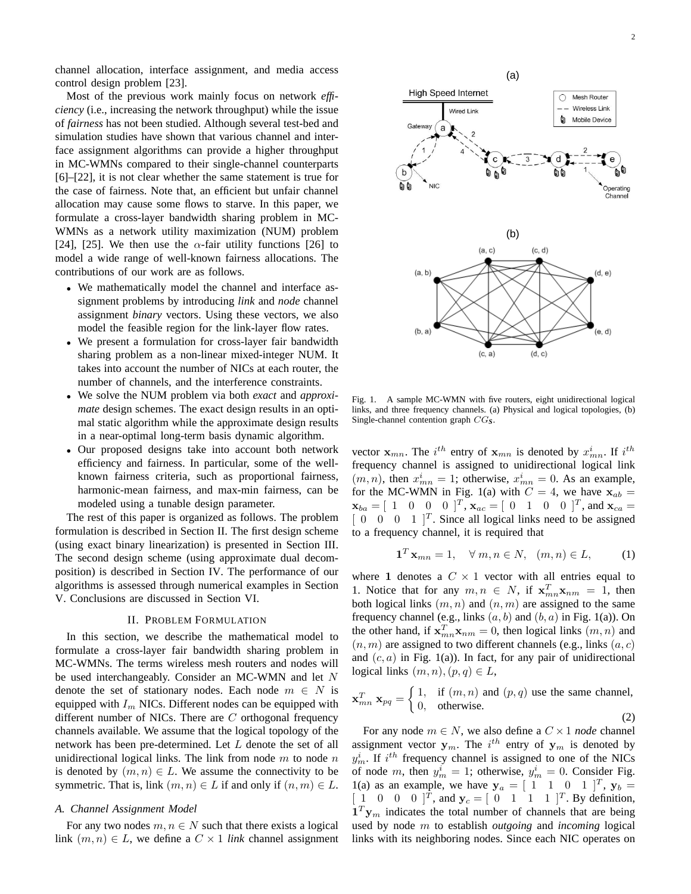channel allocation, interface assignment, and media access control design problem [23].

Most of the previous work mainly focus on network *efficiency* (i.e., increasing the network throughput) while the issue of *fairness* has not been studied. Although several test-bed and simulation studies have shown that various channel and interface assignment algorithms can provide a higher throughput in MC-WMNs compared to their single-channel counterparts [6]–[22], it is not clear whether the same statement is true for the case of fairness. Note that, an efficient but unfair channel allocation may cause some flows to starve. In this paper, we formulate a cross-layer bandwidth sharing problem in MC-WMNs as a network utility maximization (NUM) problem [24], [25]. We then use the $\alpha$-fair utility functions [26] to model a wide range of well-known fairness allocations. The contributions of our work are as follows.

- We mathematically model the channel and interface assignment problems by introducing *link* and *node* channel assignment *binary* vectors. Using these vectors, we also model the feasible region for the link-layer flow rates.
- We present a formulation for cross-layer fair bandwidth sharing problem as a non-linear mixed-integer NUM. It takes into account the number of NICs at each router, the number of channels, and the interference constraints.
- We solve the NUM problem via both *exact* and *approximate* design schemes. The exact design results in an optimal static algorithm while the approximate design results in a near-optimal long-term basis dynamic algorithm.
- Our proposed designs take into account both network efficiency and fairness. In particular, some of the well-known fairness criteria, such as proportional fairness, harmonic-mean fairness, and max-min fairness, can be modeled using a tunable design parameter.

The rest of this paper is organized as follows. The problem formulation is described in Section II. The first design scheme (using exact binary linearization) is presented in Section III. The second design scheme (using approximate dual decomposition) is described in Section IV. The performance of our algorithms is assessed through numerical examples in Section V. Conclusions are discussed in Section VI.

## II. Problem Formulation

In this section, we describe the mathematical model to formulate a cross-layer fair bandwidth sharing problem in MC-WMNs. The terms wireless mesh routers and nodes will be used interchangeably. Consider an MC-WMN and let $N$ denote the set of stationary nodes. Each node $m \in N$ is equipped with $I_m$ NICs. Different nodes can be equipped with different number of NICs. There are $C$ orthogonal frequency channels available. We assume that the logical topology of the network has been pre-determined. Let $L$ denote the set of all unidirectional logical links. The link from node $m$ to node $n$ is denoted by $(m, n) \in L$. We assume the connectivity to be symmetric. That is, link $(m, n) \in L$ if and only if $(n, m) \in L$.

### A. Channel Assignment Model

For any two nodes $m, n \in N$ such that there exists a logical link $(m, n) \in L$, we define a $C \times 1$ *link* channel assignment vector $\mathbf{x}_{mn}$. The $i^{th}$ entry of $\mathbf{x}_{mn}$ is denoted by $x^i_{mn}$. If $i^{th}$ frequency channel is assigned to unidirectional logical link $(m, n)$, then $x^i_{mn} = 1$; otherwise, $x^i_{mn} = 0$. As an example, for the MC-WMN in Fig. 1(a) with $C = 4$, we have $\mathbf{x}_{ab} = \mathbf{x}_{ba} = [\ 1 \quad 0 \quad 0 \quad 0\ ]^T$, $\mathbf{x}_{ac} = [\ 0 \quad 1 \quad 0 \quad 0\ ]^T$, and $\mathbf{x}_{ca} = [\ 0 \quad 0 \quad 0 \quad 1\ ]^T$. Since all logical links need to be assigned to a frequency channel, it is required that

$$\mathbf{1}^T \mathbf{x}_{mn} = 1, \quad \forall\, m, n \in N, \quad (m, n) \in L, \tag{1}$$

where $\mathbf{1}$ denotes a $C \times 1$ vector with all entries equal to 1. Notice that for any $m, n \in N$, if $\mathbf{x}^T_{mn}\mathbf{x}_{nm} = 1$, then both logical links $(m, n)$ and $(n, m)$ are assigned to the same frequency channel (e.g., links $(a, b)$ and $(b, a)$ in Fig. 1(a)). On the other hand, if $\mathbf{x}^T_{mn}\mathbf{x}_{nm} = 0$, then logical links $(m, n)$ and $(n, m)$ are assigned to two different channels (e.g., links $(a, c)$ and $(c, a)$ in Fig. 1(a)). In fact, for any pair of unidirectional logical links $(m, n), (p, q) \in L$,

$$\mathbf{x}^T_{mn}\ \mathbf{x}_{pq} = \begin{cases} 1, & \text{if } (m, n) \text{ and } (p, q) \text{ use the same channel,} \\ 0, & \text{otherwise.} \end{cases} \tag{2}$$

For any node $m \in N$, we also define a $C \times 1$ *node* channel assignment vector $\mathbf{y}_m$. The $i^{th}$ entry of $\mathbf{y}_m$ is denoted by $y^i_m$. If $i^{th}$ frequency channel is assigned to one of the NICs of node $m$, then $y^i_m = 1$; otherwise, $y^i_m = 0$. Consider Fig. 1(a) as an example, we have $\mathbf{y}_a = [\ 1 \quad 1 \quad 0 \quad 1\ ]^T$, $\mathbf{y}_b = [\ 1 \quad 0 \quad 0 \quad 0\ ]^T$, and $\mathbf{y}_c = [\ 0 \quad 1 \quad 1 \quad 1\ ]^T$. By definition, $\mathbf{1}^T\mathbf{y}_m$ indicates the total number of channels that are being used by node $m$ to establish *outgoing* and *incoming* logical links with its neighboring nodes. Since each NIC operates on

(a)

High Speed Internet

Wired Link

Gateway

Mesh Router

Wireless Link

Mobile Device

NIC

Operating Channel

a b c d e

1 2 4 3 2 1

(b)

(a, c) (c, d) (a, b) (d, e) (b, a) (e, d) (c, a) (d, c)

Fig. 1. A sample MC-WMN with five routers, eight unidirectional logical links, and three frequency channels. (a) Physical and logical topologies, (b) Single-channel contention graph $CG_{\mathbf{S}}$.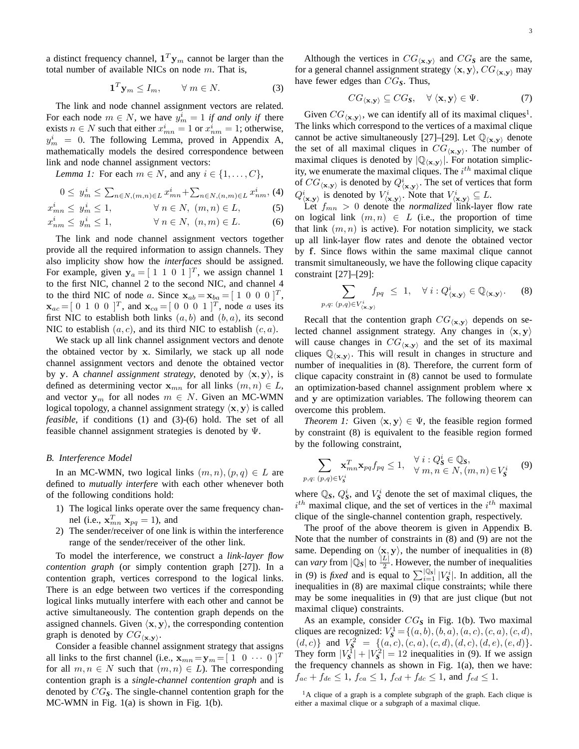a distinct frequency channel, $\mathbf{1}^T \mathbf{y}_m$ cannot be larger than the total number of available NICs on node $m$. That is,

$$\mathbf{1}^T \mathbf{y}_m \leq I_m, \qquad \forall\, m \in N. \tag{3}$$

The link and node channel assignment vectors are related. For each node $m \in N$, we have $y_m^i = 1$ *if and only if* there exists $n \in N$ such that either $x_{mn}^i = 1$ or $x_{nm}^i = 1$; otherwise, $y_m^i = 0$. The following Lemma, proved in Appendix A, mathematically models the desired correspondence between link and node channel assignment vectors:

*Lemma 1:* For each $m \in N$, and any $i \in \{1, \ldots, C\}$,

$$0 \leq y_m^i \leq \sum_{n \in N, (m,n) \in L} x_{mn}^i + \sum_{n \in N, (n,m) \in L} x_{nm}^i, \tag{4}$$

$$x_{mn}^i \leq y_m^i \leq 1, \qquad \forall\, n \in N,\ (m,n) \in L, \tag{5}$$

$$x_{nm}^i \leq y_m^i \leq 1, \qquad \forall\, n \in N,\ (n,m) \in L. \tag{6}$$

The link and node channel assignment vectors together provide all the required information to assign channels. They also implicity show how the *interfaces* should be assigned. For example, given $\mathbf{y}_a = [\,1\ 1\ 0\ 1\,]^T$, we assign channel 1 to the first NIC, channel 2 to the second NIC, and channel 4 to the third NIC of node $a$. Since $\mathbf{x}_{ab} = \mathbf{x}_{ba} = [\,1\ 0\ 0\ 0\,]^T$, $\mathbf{x}_{ac} = [\,0\ 1\ 0\ 0\,]^T$, and $\mathbf{x}_{ca} = [\,0\ 0\ 0\ 1\,]^T$, node $a$ uses its first NIC to establish both links $(a,b)$ and $(b,a)$, its second NIC to establish $(a,c)$, and its third NIC to establish $(c,a)$.

We stack up all link channel assignment vectors and denote the obtained vector by $\mathbf{x}$. Similarly, we stack up all node channel assignment vectors and denote the obtained vector by $\mathbf{y}$. A *channel assignment strategy*, denoted by $\langle \mathbf{x}, \mathbf{y} \rangle$, is defined as determining vector $\mathbf{x}_{mn}$ for all links $(m,n) \in L$, and vector $\mathbf{y}_m$ for all nodes $m \in N$. Given an MC-WMN logical topology, a channel assignment strategy $\langle \mathbf{x}, \mathbf{y} \rangle$ is called *feasible*, if conditions (1) and (3)-(6) hold. The set of all feasible channel assignment strategies is denoted by $\Psi$.

### B. Interference Model

In an MC-WMN, two logical links $(m,n), (p,q) \in L$ are defined to *mutually interfere* with each other whenever both of the following conditions hold:

1) The logical links operate over the same frequency channel (i.e., $\mathbf{x}_{mn}^T\, \mathbf{x}_{pq} = 1$), and
2) The sender/receiver of one link is within the interference range of the sender/receiver of the other link.

To model the interference, we construct a *link-layer flow contention graph* (or simply contention graph [27]). In a contention graph, vertices correspond to the logical links. There is an edge between two vertices if the corresponding logical links mutually interfere with each other and cannot be active simultaneously. The contention graph depends on the assigned channels. Given $\langle \mathbf{x}, \mathbf{y} \rangle$, the corresponding contention graph is denoted by $CG_{\langle \mathbf{x}, \mathbf{y} \rangle}$.

Consider a feasible channel assignment strategy that assigns all links to the first channel (i.e., $\mathbf{x}_{mn} = \mathbf{y}_m = [\,1\ 0\ \cdots\ 0\,]^T$ for all $m, n \in N$ such that $(m,n) \in L$). The corresponding contention graph is a *single-channel contention graph* and is denoted by $CG_{\boldsymbol{S}}$. The single-channel contention graph for the MC-WMN in Fig. 1(a) is shown in Fig. 1(b).

Although the vertices in $CG_{\langle \mathbf{x}, \mathbf{y} \rangle}$ and $CG_{\boldsymbol{S}}$ are the same, for a general channel assignment strategy $\langle \mathbf{x}, \mathbf{y} \rangle$, $CG_{\langle \mathbf{x}, \mathbf{y} \rangle}$ may have fewer edges than $CG_{\boldsymbol{S}}$. Thus,

$$CG_{\langle \mathbf{x}, \mathbf{y} \rangle} \subseteq CG_{\boldsymbol{S}}, \quad \forall\, \langle \mathbf{x}, \mathbf{y} \rangle \in \Psi. \tag{7}$$

Given $CG_{\langle \mathbf{x}, \mathbf{y} \rangle}$, we can identify all of its maximal cliques[1]. The links which correspond to the vertices of a maximal clique cannot be active simultaneously [27]–[29]. Let $\mathbb{Q}_{\langle \mathbf{x}, \mathbf{y} \rangle}$ denote the set of all maximal cliques in $CG_{\langle \mathbf{x}, \mathbf{y} \rangle}$. The number of maximal cliques is denoted by $|\mathbb{Q}_{\langle \mathbf{x}, \mathbf{y} \rangle}|$. For notation simplicity, we enumerate the maximal cliques. The $i^{th}$ maximal clique of $CG_{\langle \mathbf{x}, \mathbf{y} \rangle}$ is denoted by $Q^i_{\langle \mathbf{x}, \mathbf{y} \rangle}$. The set of vertices that form $Q^i_{\langle \mathbf{x}, \mathbf{y} \rangle}$ is denoted by $V^i_{\langle \mathbf{x}, \mathbf{y} \rangle}$. Note that $V^i_{\langle \mathbf{x}, \mathbf{y} \rangle} \subseteq L$.

Let $f_{mn} > 0$ denote the *normalized* link-layer flow rate on logical link $(m,n) \in L$ (i.e., the proportion of time that link $(m,n)$ is active). For notation simplicity, we stack up all link-layer flow rates and denote the obtained vector by $\mathbf{f}$. Since flows within the same maximal clique cannot transmit simultaneously, we have the following clique capacity constraint [27]–[29]:

$$\sum_{p,q:\ (p,q) \in V^i_{\langle \mathbf{x}, \mathbf{y} \rangle}} f_{pq} \ \leq\ 1, \quad \forall\, i : Q^i_{\langle \mathbf{x}, \mathbf{y} \rangle} \in \mathbb{Q}_{\langle \mathbf{x}, \mathbf{y} \rangle}. \tag{8}$$

Recall that the contention graph $CG_{\langle \mathbf{x}, \mathbf{y} \rangle}$ depends on selected channel assignment strategy. Any changes in $\langle \mathbf{x}, \mathbf{y} \rangle$ will cause changes in $CG_{\langle \mathbf{x}, \mathbf{y} \rangle}$ and the set of its maximal cliques $\mathbb{Q}_{\langle \mathbf{x}, \mathbf{y} \rangle}$. This will result in changes in structure and number of inequalities in (8). Therefore, the current form of clique capacity constraint in (8) cannot be used to formulate an optimization-based channel assignment problem where $\mathbf{x}$ and $\mathbf{y}$ are optimization variables. The following theorem can overcome this problem.

*Theorem 1:* Given $\langle \mathbf{x}, \mathbf{y} \rangle \in \Psi$, the feasible region formed by constraint (8) is equivalent to the feasible region formed by the following constraint,

$$\sum_{p,q:\ (p,q) \in V^i_{\boldsymbol{S}}} \mathbf{x}_{mn}^T \mathbf{x}_{pq} f_{pq} \leq 1, \quad \begin{array}{l} \forall\, i : Q^i_{\boldsymbol{S}} \in \mathbb{Q}_{\boldsymbol{S}}, \\ \forall\, m, n \in N, (m,n) \in V^i_{\boldsymbol{S}} \end{array} \tag{9}$$

where $\mathbb{Q}_{\boldsymbol{S}}$, $Q^i_{\boldsymbol{S}}$, and $V^i_{\boldsymbol{S}}$ denote the set of maximal cliques, the $i^{th}$ maximal clique, and the set of vertices in the $i^{th}$ maximal clique of the single-channel contention graph, respectively.

The proof of the above theorem is given in Appendix B. Note that the number of constraints in (8) and (9) are not the same. Depending on $\langle \mathbf{x}, \mathbf{y} \rangle$, the number of inequalities in (8) can *vary* from $|\mathbb{Q}_{\boldsymbol{S}}|$ to $\frac{|L|}{2}$. However, the number of inequalities in (9) is *fixed* and is equal to $\sum_{i=1}^{|\mathbb{Q}_{\boldsymbol{S}}|} |V^i_{\boldsymbol{S}}|$. In addition, all the inequalities in (8) are maximal clique constraints; while there may be some inequalities in (9) that are just clique (but not maximal clique) constraints.

As an example, consider $CG_{\boldsymbol{S}}$ in Fig. 1(b). Two maximal cliques are recognized: $V^1_{\boldsymbol{S}} = \{(a,b), (b,a), (a,c), (c,a), (c,d), (d,c)\}$ and $V^2_{\boldsymbol{S}} = \{(a,c), (c,a), (c,d), (d,c), (d,e), (e,d)\}$. They form $|V^1_{\boldsymbol{S}}| + |V^2_{\boldsymbol{S}}| = 12$ inequalities in (9). If we assign the frequency channels as shown in Fig. 1(a), then we have: $f_{ac} + f_{de} \leq 1$, $f_{ca} \leq 1$, $f_{cd} + f_{dc} \leq 1$, and $f_{ed} \leq 1$.

[1] A clique of a graph is a complete subgraph of the graph. Each clique is either a maximal clique or a subgraph of a maximal clique.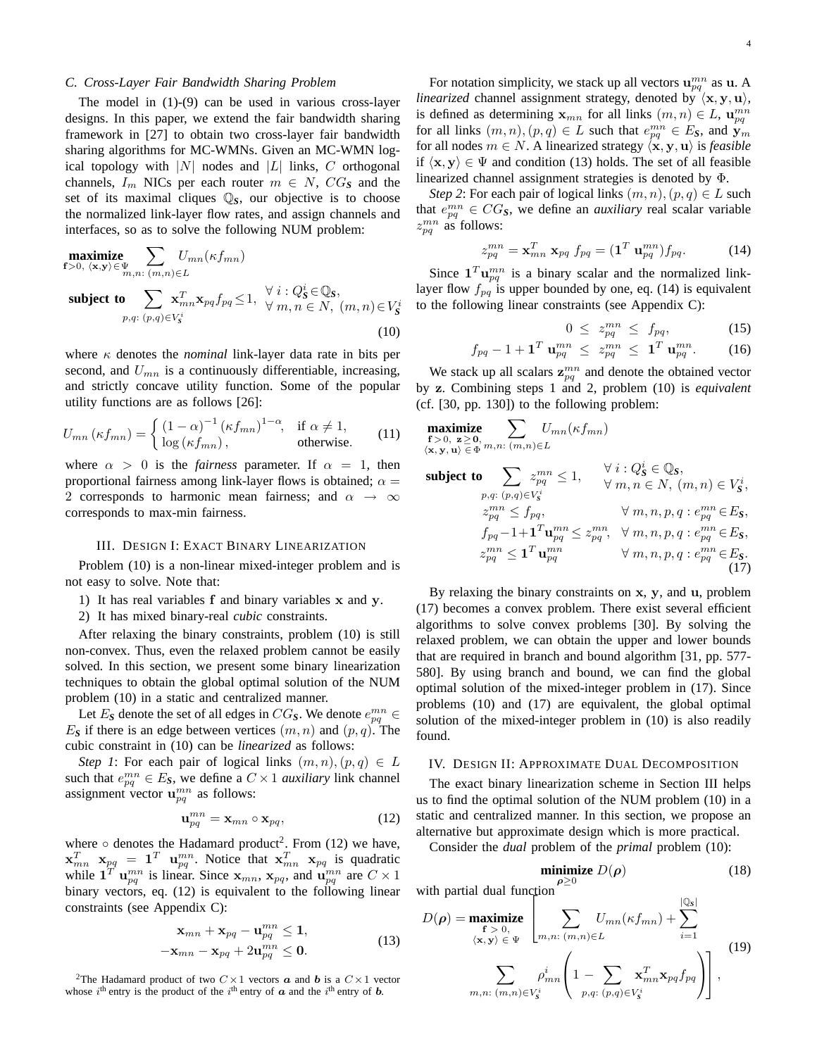### C. Cross-Layer Fair Bandwidth Sharing Problem

The model in (1)-(9) can be used in various cross-layer designs. In this paper, we extend the fair bandwidth sharing framework in [27] to obtain two cross-layer fair bandwidth sharing algorithms for MC-WMNs. Given an MC-WMN logical topology with $|N|$ nodes and $|L|$ links, $C$ orthogonal channels, $I_m$ NICs per each router $m \in N$, $CG_{\boldsymbol{S}}$ and the set of its maximal cliques $\mathbb{Q}_{\boldsymbol{S}}$, our objective is to choose the normalized link-layer flow rates, and assign channels and interfaces, so as to solve the following NUM problem:

$$
\begin{aligned}
&\underset{\mathbf{f}>0,\ \langle \mathbf{x},\mathbf{y}\rangle \in \Psi}{\textbf{maximize}} \sum_{m,n:\ (m,n)\in L} U_{mn}(\kappa f_{mn}) \\
&\textbf{subject to} \sum_{p,q:\ (p,q)\in V_{\boldsymbol{S}}^i} \mathbf{x}_{mn}^T \mathbf{x}_{pq} f_{pq} \leq 1, \quad \begin{array}{l}\forall\ i: Q_{\boldsymbol{S}}^i \in \mathbb{Q}_{\boldsymbol{S}}, \\ \forall\ m,n \in N,\ (m,n) \in V_{\boldsymbol{S}}^i\end{array}
\end{aligned}
\tag{10}
$$

where $\kappa$ denotes the *nominal* link-layer data rate in bits per second, and $U_{mn}$ is a continuously differentiable, increasing, and strictly concave utility function. Some of the popular utility functions are as follows [26]:

$$
U_{mn}(\kappa f_{mn}) = \begin{cases} (1-\alpha)^{-1} (\kappa f_{mn})^{1-\alpha}, & \text{if } \alpha \neq 1, \\ \log(\kappa f_{mn}), & \text{otherwise.} \end{cases}
\tag{11}
$$

where $\alpha > 0$ is the *fairness* parameter. If $\alpha = 1$, then proportional fairness among link-layer flows is obtained; $\alpha = 2$ corresponds to harmonic mean fairness; and $\alpha \to \infty$ corresponds to max-min fairness.

## III. Design I: Exact Binary Linearization

Problem (10) is a non-linear mixed-integer problem and is not easy to solve. Note that:

1) It has real variables $\mathbf{f}$ and binary variables $\mathbf{x}$ and $\mathbf{y}$.
2) It has mixed binary-real *cubic* constraints.

After relaxing the binary constraints, problem (10) is still non-convex. Thus, even the relaxed problem cannot be easily solved. In this section, we present some binary linearization techniques to obtain the global optimal solution of the NUM problem (10) in a static and centralized manner.

Let $E_{\boldsymbol{S}}$ denote the set of all edges in $CG_{\boldsymbol{S}}$. We denote $e_{pq}^{mn} \in E_{\boldsymbol{S}}$ if there is an edge between vertices $(m,n)$ and $(p,q)$. The cubic constraint in (10) can be *linearized* as follows:

*Step 1*: For each pair of logical links $(m,n),(p,q) \in L$ such that $e_{pq}^{mn} \in E_{\boldsymbol{S}}$, we define a $C \times 1$ *auxiliary* link channel assignment vector $\mathbf{u}_{pq}^{mn}$ as follows:

$$
\mathbf{u}_{pq}^{mn} = \mathbf{x}_{mn} \circ \mathbf{x}_{pq},
\tag{12}
$$

where $\circ$ denotes the Hadamard product[2]. From (12) we have, $\mathbf{x}_{mn}^T\ \mathbf{x}_{pq} = \mathbf{1}^T\ \mathbf{u}_{pq}^{mn}$. Notice that $\mathbf{x}_{mn}^T\ \mathbf{x}_{pq}$ is quadratic while $\mathbf{1}^T\ \mathbf{u}_{pq}^{mn}$ is linear. Since $\mathbf{x}_{mn}$, $\mathbf{x}_{pq}$, and $\mathbf{u}_{pq}^{mn}$ are $C \times 1$ binary vectors, eq. (12) is equivalent to the following linear constraints (see Appendix C):

$$
\begin{aligned}
\mathbf{x}_{mn} + \mathbf{x}_{pq} - \mathbf{u}_{pq}^{mn} &\leq \mathbf{1}, \\
-\mathbf{x}_{mn} - \mathbf{x}_{pq} + 2\mathbf{u}_{pq}^{mn} &\leq \mathbf{0}.
\end{aligned}
\tag{13}
$$

[2] The Hadamard product of two $C \times 1$ vectors $\boldsymbol{a}$ and $\boldsymbol{b}$ is a $C \times 1$ vector whose $i^{\text{th}}$ entry is the product of the $i^{\text{th}}$ entry of $\boldsymbol{a}$ and the $i^{\text{th}}$ entry of $\boldsymbol{b}$.

For notation simplicity, we stack up all vectors $\mathbf{u}_{pq}^{mn}$ as $\mathbf{u}$. A *linearized* channel assignment strategy, denoted by $\langle \mathbf{x},\mathbf{y},\mathbf{u}\rangle$, is defined as determining $\mathbf{x}_{mn}$ for all links $(m,n) \in L$, $\mathbf{u}_{pq}^{mn}$ for all links $(m,n),(p,q) \in L$ such that $e_{pq}^{mn} \in E_{\boldsymbol{S}}$, and $\mathbf{y}_m$ for all nodes $m \in N$. A linearized strategy $\langle \mathbf{x},\mathbf{y},\mathbf{u}\rangle$ is *feasible* if $\langle \mathbf{x},\mathbf{y}\rangle \in \Psi$ and condition (13) holds. The set of all feasible linearized channel assignment strategies is denoted by $\Phi$.

*Step 2*: For each pair of logical links $(m,n),(p,q) \in L$ such that $e_{pq}^{mn} \in CG_{\boldsymbol{S}}$, we define an *auxiliary* real scalar variable $z_{pq}^{mn}$ as follows:

$$
z_{pq}^{mn} = \mathbf{x}_{mn}^T\ \mathbf{x}_{pq}\ f_{pq} = (\mathbf{1}^T\ \mathbf{u}_{pq}^{mn}) f_{pq}.
\tag{14}
$$

Since $\mathbf{1}^T \mathbf{u}_{pq}^{mn}$ is a binary scalar and the normalized link-layer flow $f_{pq}$ is upper bounded by one, eq. (14) is equivalent to the following linear constraints (see Appendix C):

$$
0 \ \leq \ z_{pq}^{mn} \ \leq \ f_{pq}, \tag{15}
$$

$$
f_{pq} - 1 + \mathbf{1}^T\ \mathbf{u}_{pq}^{mn} \ \leq \ z_{pq}^{mn} \ \leq \ \mathbf{1}^T\ \mathbf{u}_{pq}^{mn}. \tag{16}
$$

We stack up all scalars $\mathbf{z}_{pq}^{mn}$ and denote the obtained vector by $\mathbf{z}$. Combining steps 1 and 2, problem (10) is *equivalent* (cf. [30, pp. 130]) to the following problem:

$$
\begin{aligned}
&\underset{\substack{\mathbf{f}>0,\ \mathbf{z}\geq \mathbf{0}, \\ \langle \mathbf{x},\mathbf{y},\mathbf{u}\rangle \in \Phi}}{\textbf{maximize}} \sum_{m,n:\ (m,n)\in L} U_{mn}(\kappa f_{mn}) \\
&\textbf{subject to} \sum_{p,q:\ (p,q)\in V_{\boldsymbol{S}}^i} z_{pq}^{mn} \leq 1, \quad \begin{array}{l}\forall\ i: Q_{\boldsymbol{S}}^i \in \mathbb{Q}_{\boldsymbol{S}}, \\ \forall\ m,n \in N,\ (m,n) \in V_{\boldsymbol{S}}^i,\end{array} \\
&\qquad z_{pq}^{mn} \leq f_{pq}, \qquad\qquad\qquad \forall\ m,n,p,q: e_{pq}^{mn} \in E_{\boldsymbol{S}}, \\
&\qquad f_{pq} - 1 + \mathbf{1}^T \mathbf{u}_{pq}^{mn} \leq z_{pq}^{mn}, \quad \forall\ m,n,p,q: e_{pq}^{mn} \in E_{\boldsymbol{S}}, \\
&\qquad z_{pq}^{mn} \leq \mathbf{1}^T\ \mathbf{u}_{pq}^{mn} \qquad\qquad \forall\ m,n,p,q: e_{pq}^{mn} \in E_{\boldsymbol{S}}.
\end{aligned}
\tag{17}
$$

By relaxing the binary constraints on $\mathbf{x}$, $\mathbf{y}$, and $\mathbf{u}$, problem (17) becomes a convex problem. There exist several efficient algorithms to solve convex problems [30]. By solving the relaxed problem, we can obtain the upper and lower bounds that are required in branch and bound algorithm [31, pp. 577-580]. By using branch and bound, we can find the global optimal solution of the mixed-integer problem in (17). Since problems (10) and (17) are equivalent, the global optimal solution of the mixed-integer problem in (10) is also readily found.

## IV. Design II: Approximate Dual Decomposition

The exact binary linearization scheme in Section III helps us to find the optimal solution of the NUM problem (10) in a static and centralized manner. In this section, we propose an alternative but approximate design which is more practical.

Consider the *dual* problem of the *primal* problem (10):

$$
\underset{\boldsymbol{\rho}\geq 0}{\textbf{minimize}}\ D(\boldsymbol{\rho})
\tag{18}
$$

with partial dual function

$$
D(\boldsymbol{\rho}) = \underset{\substack{\mathbf{f}>0, \\ \langle \mathbf{x},\mathbf{y}\rangle \in \Psi}}{\textbf{maximize}} \left[ \sum_{m,n:\ (m,n)\in L} U_{mn}(\kappa f_{mn}) + \sum_{i=1}^{|\mathbb{Q}_{\boldsymbol{S}}|} \sum_{m,n:\ (m,n)\in V_{\boldsymbol{S}}^i} \rho_{mn}^i \left( 1 - \sum_{p,q:\ (p,q)\in V_{\boldsymbol{S}}^i} \mathbf{x}_{mn}^T \mathbf{x}_{pq} f_{pq} \right) \right],
\tag{19}
$$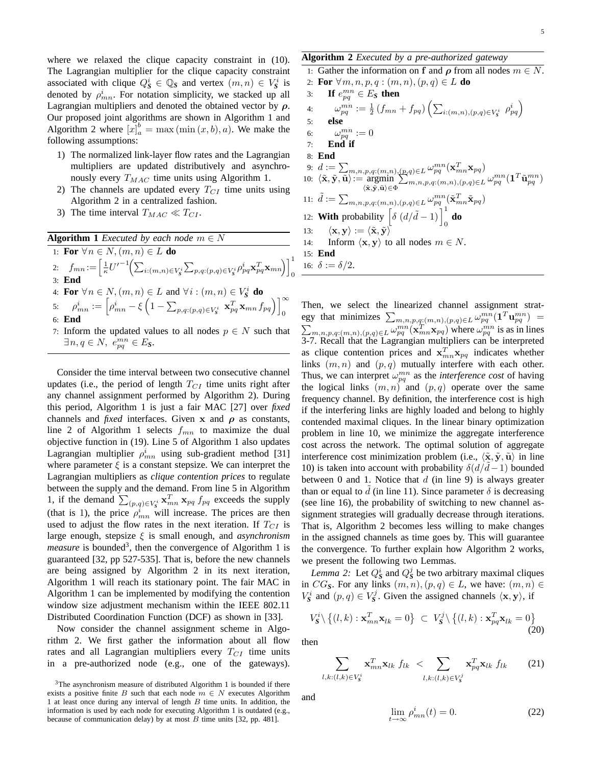where we relaxed the clique capacity constraint in (10). The Lagrangian multiplier for the clique capacity constraint associated with clique $Q^i_{\mathbf{S}} \in \mathbb{Q}_{\mathbf{S}}$ and vertex $(m,n) \in V^i_{\mathbf{S}}$ is denoted by $\rho^i_{mn}$. For notation simplicity, we stacked up all Lagrangian multipliers and denoted the obtained vector by $\boldsymbol{\rho}$. Our proposed joint algorithms are shown in Algorithm 1 and Algorithm 2 where $[x]_a^b = \max(\min(x,b),a)$. We make the following assumptions:

1) The normalized link-layer flow rates and the Lagrangian multipliers are updated distributively and asynchronously every $T_{MAC}$ time units using Algorithm 1.
2) The channels are updated every $T_{CI}$ time units using Algorithm 2 in a centralized fashion.
3) The time interval $T_{MAC} \ll T_{CI}$.

**Algorithm 1** *Executed by each node $m \in N$*

1: **For** $\forall n \in N, (m,n) \in L$ **do**
2: $\quad f_{mn} := \left[\frac{1}{\kappa} {U'}^{-1}\left(\sum_{i:(m,n)\in V^i_{\mathbf{S}}} \sum_{p,q:(p,q)\in V^i_{\mathbf{S}}} \rho^i_{pq} \mathbf{x}^T_{pq}\mathbf{x}_{mn}\right)\right]_0^1$
3: **End**
4: **For** $\forall n \in N, (m,n) \in L$ and $\forall i : (m,n) \in V^i_{\mathbf{S}}$ **do**
5: $\quad \rho^i_{mn} := \left[\rho^i_{mn} - \xi\left(1 - \sum_{p,q:(p,q)\in V^i_{\mathbf{S}}} \mathbf{x}^T_{pq}\mathbf{x}_{mn} f_{pq}\right)\right]_0^\infty$
6: **End**
7: Inform the updated values to all nodes $p \in N$ such that $\exists n, q \in N,\ e^{mn}_{pq} \in E_{\mathbf{S}}$.

Consider the time interval between two consecutive channel updates (i.e., the period of length $T_{CI}$ time units right after any channel assignment performed by Algorithm 2). During this period, Algorithm 1 is just a fair MAC [27] over *fixed* channels and *fixed* interfaces. Given $\mathbf{x}$ and $\boldsymbol{\rho}$ as constants, line 2 of Algorithm 1 selects $f_{mn}$ to maximize the dual objective function in (19). Line 5 of Algorithm 1 also updates Lagrangian multiplier $\rho^i_{mn}$ using sub-gradient method [31] where parameter $\xi$ is a constant stepsize. We can interpret the Lagrangian multipliers as *clique contention prices* to regulate between the supply and the demand. From line 5 in Algorithm 1, if the demand $\sum_{(p,q)\in V^i_{\mathbf{S}}} \mathbf{x}^T_{mn}\mathbf{x}_{pq} f_{pq}$ exceeds the supply (that is 1), the price $\rho^i_{mn}$ will increase. The prices are then used to adjust the flow rates in the next iteration. If $T_{CI}$ is large enough, stepsize $\xi$ is small enough, and *asynchronism measure* is bounded[3], then the convergence of Algorithm 1 is guaranteed [32, pp 527-535]. That is, before the new channels are being assigned by Algorithm 2 in its next iteration, Algorithm 1 will reach its stationary point. The fair MAC in Algorithm 1 can be implemented by modifying the contention window size adjustment mechanism within the IEEE 802.11 Distributed Coordination Function (DCF) as shown in [33].

Now consider the channel assignment scheme in Algorithm 2. We first gather the information about all flow rates and all Lagrangian multipliers every $T_{CI}$ time units in a pre-authorized node (e.g., one of the gateways).

[3]The asynchronism measure of distributed Algorithm 1 is bounded if there exists a positive finite $B$ such that each node $m \in N$ executes Algorithm 1 at least once during any interval of length $B$ time units. In addition, the information is used by each node for executing Algorithm 1 is outdated (e.g., because of communication delay) by at most $B$ time units [32, pp. 481].

**Algorithm 2** *Executed by a pre-authorized gateway*

1: Gather the information on $\mathbf{f}$ and $\boldsymbol{\rho}$ from all nodes $m \in N$.
2: **For** $\forall m,n,p,q : (m,n),(p,q) \in L$ **do**
3: $\quad$ **If** $e^{mn}_{pq} \in E_{\mathbf{S}}$ **then**
4: $\quad\quad \omega^{mn}_{pq} := \frac{1}{2}(f_{mn} + f_{pq})\left(\sum_{i:(m,n),(p,q)\in V^i_{\mathbf{S}}} \rho^i_{pq}\right)$
5: $\quad$ **else**
6: $\quad\quad \omega^{mn}_{pq} := 0$
7: $\quad$ **End if**
8: **End**
9: $d := \sum_{m,n,p,q:(m,n),(p,q)\in L} \omega^{mn}_{pq}(\mathbf{x}^T_{mn}\mathbf{x}_{pq})$
10: $\langle \tilde{\mathbf{x}}, \tilde{\mathbf{y}}, \tilde{\mathbf{u}} \rangle := \underset{\langle \tilde{\mathbf{x}}, \tilde{\mathbf{y}}, \tilde{\mathbf{u}} \rangle \in \Phi}{\operatorname{argmin}} \sum_{m,n,p,q:(m,n),(p,q)\in L} \omega^{mn}_{pq}(\mathbf{1}^T\tilde{\mathbf{u}}^{mn}_{pq})$
11: $\tilde{d} := \sum_{m,n,p,q:(m,n),(p,q)\in L} \omega^{mn}_{pq}(\tilde{\mathbf{x}}^T_{mn}\tilde{\mathbf{x}}_{pq})$
12: **With** probability $\left[\delta\ (d/\tilde{d} - 1)\right]_0^1$ **do**
13: $\quad \langle \mathbf{x}, \mathbf{y} \rangle := \langle \tilde{\mathbf{x}}, \tilde{\mathbf{y}} \rangle$
14: $\quad$ Inform $\langle \mathbf{x}, \mathbf{y} \rangle$ to all nodes $m \in N$.
15: **End**
16: $\delta := \delta/2$.

Then, we select the linearized channel assignment strategy that minimizes $\sum_{m,n,p,q:(m,n),(p,q)\in L} \omega^{mn}_{pq}(\mathbf{1}^T\mathbf{u}^{mn}_{pq}) = \sum_{m,n,p,q:(m,n),(p,q)\in L} \omega^{mn}_{pq}(\mathbf{x}^T_{mn}\mathbf{x}_{pq})$ where $\omega^{mn}_{pq}$ is as in lines 3-7. Recall that the Lagrangian multipliers can be interpreted as clique contention prices and $\mathbf{x}^T_{mn}\mathbf{x}_{pq}$ indicates whether links $(m,n)$ and $(p,q)$ mutually interfere with each other. Thus, we can interpret $\omega^{mn}_{pq}$ as the *interference cost* of having the logical links $(m,n)$ and $(p,q)$ operate over the same frequency channel. By definition, the interference cost is high if the interfering links are highly loaded and belong to highly contended maximal cliques. In the linear binary optimization problem in line 10, we minimize the aggregate interference cost across the network. The optimal solution of aggregate interference cost minimization problem (i.e., $\langle \tilde{\mathbf{x}}, \tilde{\mathbf{y}}, \tilde{\mathbf{u}} \rangle$ in line 10) is taken into account with probability $\delta(d/\tilde{d} - 1)$ bounded between 0 and 1. Notice that $d$ (in line 9) is always greater than or equal to $\tilde{d}$ (in line 11). Since parameter $\delta$ is decreasing (see line 16), the probability of switching to new channel assignment strategies will gradually decrease through iterations. That is, Algorithm 2 becomes less willing to make changes in the assigned channels as time goes by. This will guarantee the convergence. To further explain how Algorithm 2 works, we present the following two Lemmas.

*Lemma 2:* Let $Q^i_{\mathbf{S}}$ and $Q^j_{\mathbf{S}}$ be two arbitrary maximal cliques in $CG_{\mathbf{S}}$. For any links $(m,n),(p,q) \in L$, we have: $(m,n) \in V^i_{\mathbf{S}}$ and $(p,q) \in V^j_{\mathbf{S}}$. Given the assigned channels $\langle \mathbf{x}, \mathbf{y} \rangle$, if

$$V^i_{\mathbf{S}} \setminus \left\{(l,k) : \mathbf{x}^T_{mn}\mathbf{x}_{lk} = 0\right\} \ \subset \ V^j_{\mathbf{S}} \setminus \left\{(l,k) : \mathbf{x}^T_{pq}\mathbf{x}_{lk} = 0\right\} \tag{20}$$

then

$$\sum_{l,k:(l,k)\in V^i_{\mathbf{S}}} \mathbf{x}^T_{mn}\mathbf{x}_{lk}\ f_{lk} \ < \sum_{l,k:(l,k)\in V^j_{\mathbf{S}}} \mathbf{x}^T_{pq}\mathbf{x}_{lk}\ f_{lk} \tag{21}$$

and

$$\lim_{t\to\infty} \rho^i_{mn}(t) = 0. \tag{22}$$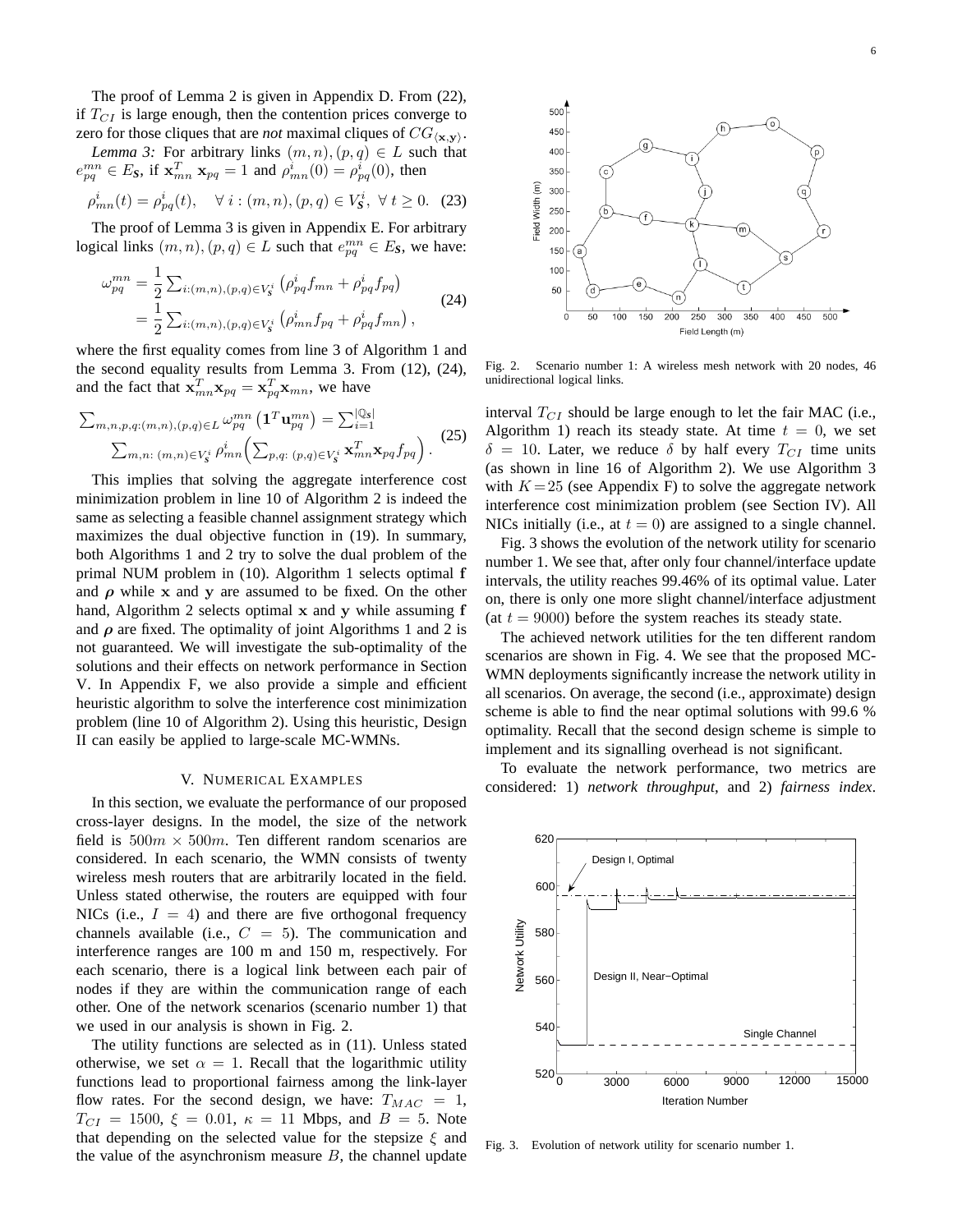The proof of Lemma 2 is given in Appendix D. From (22), if $T_{CI}$ is large enough, then the contention prices converge to zero for those cliques that are *not* maximal cliques of $CG_{\langle \mathbf{x},\mathbf{y}\rangle}$.

*Lemma 3:* For arbitrary links $(m,n),(p,q) \in L$ such that $e_{pq}^{mn} \in E_{\mathbf{S}}$, if $\mathbf{x}_{mn}^T \, \mathbf{x}_{pq} = 1$ and $\rho_{mn}^i(0) = \rho_{pq}^i(0)$, then

$$\rho_{mn}^i(t) = \rho_{pq}^i(t), \quad \forall\, i : (m,n),(p,q) \in V_{\mathbf{S}}^i,\ \forall\, t \geq 0. \quad (23)$$

The proof of Lemma 3 is given in Appendix E. For arbitrary logical links $(m,n),(p,q) \in L$ such that $e_{pq}^{mn} \in E_{\mathbf{S}}$, we have:

$$\begin{aligned} \omega_{pq}^{mn} &= \frac{1}{2} \sum\nolimits_{i:(m,n),(p,q)\in V_{\mathbf{S}}^i} \left(\rho_{pq}^i f_{mn} + \rho_{pq}^i f_{pq}\right) \\ &= \frac{1}{2} \sum\nolimits_{i:(m,n),(p,q)\in V_{\mathbf{S}}^i} \left(\rho_{mn}^i f_{pq} + \rho_{pq}^i f_{mn}\right), \end{aligned} \quad (24)$$

where the first equality comes from line 3 of Algorithm 1 and the second equality results from Lemma 3. From (12), (24), and the fact that $\mathbf{x}_{mn}^T \mathbf{x}_{pq} = \mathbf{x}_{pq}^T \mathbf{x}_{mn}$, we have

$$\begin{aligned} &\sum\nolimits_{m,n,p,q:(m,n),(p,q)\in L} \omega_{pq}^{mn} \left(\mathbf{1}^T \mathbf{u}_{pq}^{mn}\right) = \sum\nolimits_{i=1}^{|\mathbb{Q}_{\mathbf{S}}|} \\ &\quad \sum\nolimits_{m,n:\,(m,n)\in V_{\mathbf{S}}^i} \rho_{mn}^i \Big(\sum\nolimits_{p,q:\,(p,q)\in V_{\mathbf{S}}^i} \mathbf{x}_{mn}^T \mathbf{x}_{pq} f_{pq}\Big). \end{aligned} \quad (25)$$

This implies that solving the aggregate interference cost minimization problem in line 10 of Algorithm 2 is indeed the same as selecting a feasible channel assignment strategy which maximizes the dual objective function in (19). In summary, both Algorithms 1 and 2 try to solve the dual problem of the primal NUM problem in (10). Algorithm 1 selects optimal $\mathbf{f}$ and $\boldsymbol{\rho}$ while $\mathbf{x}$ and $\mathbf{y}$ are assumed to be fixed. On the other hand, Algorithm 2 selects optimal $\mathbf{x}$ and $\mathbf{y}$ while assuming $\mathbf{f}$ and $\boldsymbol{\rho}$ are fixed. The optimality of joint Algorithms 1 and 2 is not guaranteed. We will investigate the sub-optimality of the solutions and their effects on network performance in Section V. In Appendix F, we also provide a simple and efficient heuristic algorithm to solve the interference cost minimization problem (line 10 of Algorithm 2). Using this heuristic, Design II can easily be applied to large-scale MC-WMNs.

## V. Numerical Examples

In this section, we evaluate the performance of our proposed cross-layer designs. In the model, the size of the network field is $500m \times 500m$. Ten different random scenarios are considered. In each scenario, the WMN consists of twenty wireless mesh routers that are arbitrarily located in the field. Unless stated otherwise, the routers are equipped with four NICs (i.e., $I = 4$) and there are five orthogonal frequency channels available (i.e., $C = 5$). The communication and interference ranges are 100 m and 150 m, respectively. For each scenario, there is a logical link between each pair of nodes if they are within the communication range of each other. One of the network scenarios (scenario number 1) that we used in our analysis is shown in Fig. 2.

The utility functions are selected as in (11). Unless stated otherwise, we set $\alpha = 1$. Recall that the logarithmic utility functions lead to proportional fairness among the link-layer flow rates. For the second design, we have: $T_{MAC} = 1$, $T_{CI} = 1500$, $\xi = 0.01$, $\kappa = 11$ Mbps, and $B = 5$. Note that depending on the selected value for the stepsize $\xi$ and the value of the asynchronism measure $B$, the channel update interval $T_{CI}$ should be large enough to let the fair MAC (i.e., Algorithm 1) reach its steady state. At time $t = 0$, we set $\delta = 10$. Later, we reduce $\delta$ by half every $T_{CI}$ time units (as shown in line 16 of Algorithm 2). We use Algorithm 3 with $K = 25$ (see Appendix F) to solve the aggregate network interference cost minimization problem (see Section IV). All NICs initially (i.e., at $t = 0$) are assigned to a single channel.

Field Width (m)
500
450
400
350
300
250
200
150
100
50
0 50 100 150 200 250 300 350 400 450 500
Field Length (m)
h o g p c i j q b f k m r a s l e t d n

Fig. 2. Scenario number 1: A wireless mesh network with 20 nodes, 46 unidirectional logical links.

Fig. 3 shows the evolution of the network utility for scenario number 1. We see that, after only four channel/interface update intervals, the utility reaches 99.46% of its optimal value. Later on, there is only one more slight channel/interface adjustment (at $t = 9000$) before the system reaches its steady state.

The achieved network utilities for the ten different random scenarios are shown in Fig. 4. We see that the proposed MC-WMN deployments significantly increase the network utility in all scenarios. On average, the second (i.e., approximate) design scheme is able to find the near optimal solutions with 99.6 % optimality. Recall that the second design scheme is simple to implement and its signalling overhead is not significant.

To evaluate the network performance, two metrics are considered: 1) *network throughput*, and 2) *fairness index*.

Network Utility
620
600
580
560
540
520
0 3000 6000 9000 12000 15000
Iteration Number
Design I, Optimal
Design II, Near−Optimal
Single Channel

Fig. 3. Evolution of network utility for scenario number 1.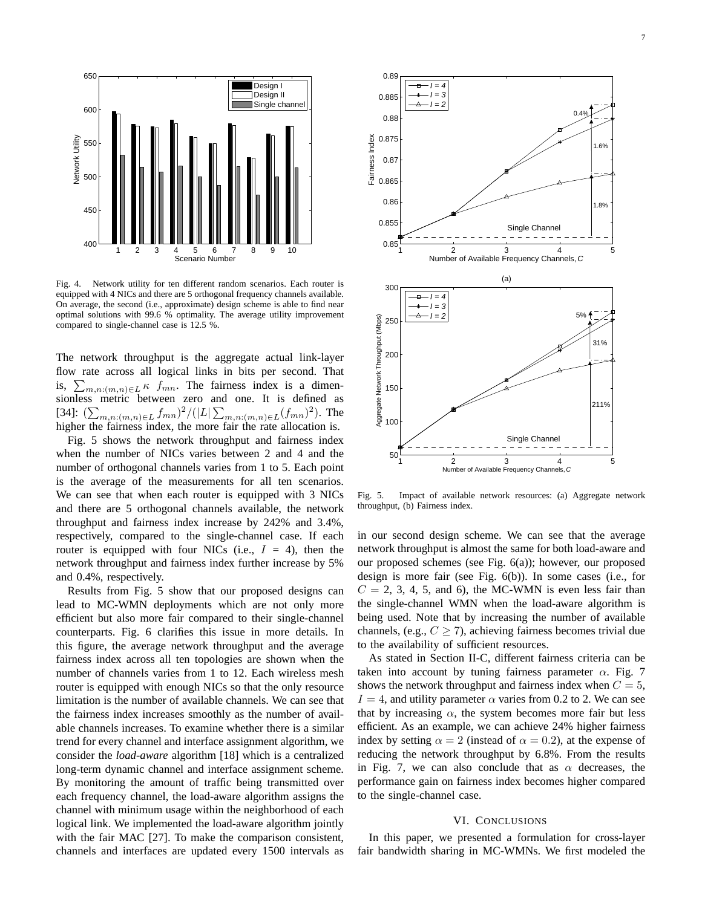650
600
550
500
450
400
Network Utility
1 2 3 4 5 6 7 8 9 10
Scenario Number
Design I
Design II
Single channel

Fig. 4. Network utility for ten different random scenarios. Each router is equipped with 4 NICs and there are 5 orthogonal frequency channels available. On average, the second (i.e., approximate) design scheme is able to find near optimal solutions with 99.6 % optimality. The average utility improvement compared to single-channel case is 12.5 %.

The network throughput is the aggregate actual link-layer flow rate across all logical links in bits per second. That is, $\sum_{m,n:(m,n)\in L} \kappa \ f_{mn}$. The fairness index is a dimensionless metric between zero and one. It is defined as [34]: $(\sum_{m,n:(m,n)\in L} f_{mn})^2/(|L| \sum_{m,n:(m,n)\in L}(f_{mn})^2)$. The higher the fairness index, the more fair the rate allocation is.

Fig. 5 shows the network throughput and fairness index when the number of NICs varies between 2 and 4 and the number of orthogonal channels varies from 1 to 5. Each point is the average of the measurements for all ten scenarios. We can see that when each router is equipped with 3 NICs and there are 5 orthogonal channels available, the network throughput and fairness index increase by 242% and 3.4%, respectively, compared to the single-channel case. If each router is equipped with four NICs (i.e., $I = 4$), then the network throughput and fairness index further increase by 5% and 0.4%, respectively.

Results from Fig. 5 show that our proposed designs can lead to MC-WMN deployments which are not only more efficient but also more fair compared to their single-channel counterparts. Fig. 6 clarifies this issue in more details. In this figure, the average network throughput and the average fairness index across all ten topologies are shown when the number of channels varies from 1 to 12. Each wireless mesh router is equipped with enough NICs so that the only resource limitation is the number of available channels. We can see that the fairness index increases smoothly as the number of available channels increases. To examine whether there is a similar trend for every channel and interface assignment algorithm, we consider the *load-aware* algorithm [18] which is a centralized long-term dynamic channel and interface assignment scheme. By monitoring the amount of traffic being transmitted over each frequency channel, the load-aware algorithm assigns the channel with minimum usage within the neighborhood of each logical link. We implemented the load-aware algorithm jointly with the fair MAC [27]. To make the comparison consistent, channels and interfaces are updated every 1500 intervals as

0.89
0.885
0.88
0.875
0.87
0.865
0.86
0.855
0.85
Fairness Index
1 2 3 4 5
Number of Available Frequency Channels, $C$
$I = 4$
$I = 3$
$I = 2$
0.4%
1.6%
1.8%
Single Channel

(a)

300
250
200
150
100
50
Aggregate Network Throughput (Mbps)
1 2 3 4 5
Number of Available Frequency Channels, $C$
$I = 4$
$I = 3$
$I = 2$
5%
31%
211%
Single Channel

Fig. 5. Impact of available network resources: (a) Aggregate network throughput, (b) Fairness index.

in our second design scheme. We can see that the average network throughput is almost the same for both load-aware and our proposed schemes (see Fig. 6(a)); however, our proposed design is more fair (see Fig. 6(b)). In some cases (i.e., for $C = 2$, 3, 4, 5, and 6), the MC-WMN is even less fair than the single-channel WMN when the load-aware algorithm is being used. Note that by increasing the number of available channels, (e.g., $C \geq 7$), achieving fairness becomes trivial due to the availability of sufficient resources.

As stated in Section II-C, different fairness criteria can be taken into account by tuning fairness parameter $\alpha$. Fig. 7 shows the network throughput and fairness index when $C = 5$, $I = 4$, and utility parameter $\alpha$ varies from 0.2 to 2. We can see that by increasing $\alpha$, the system becomes more fair but less efficient. As an example, we can achieve 24% higher fairness index by setting $\alpha = 2$ (instead of $\alpha = 0.2$), at the expense of reducing the network throughput by 6.8%. From the results in Fig. 7, we can also conclude that as $\alpha$ decreases, the performance gain on fairness index becomes higher compared to the single-channel case.

## VI. Conclusions

In this paper, we presented a formulation for cross-layer fair bandwidth sharing in MC-WMNs. We first modeled the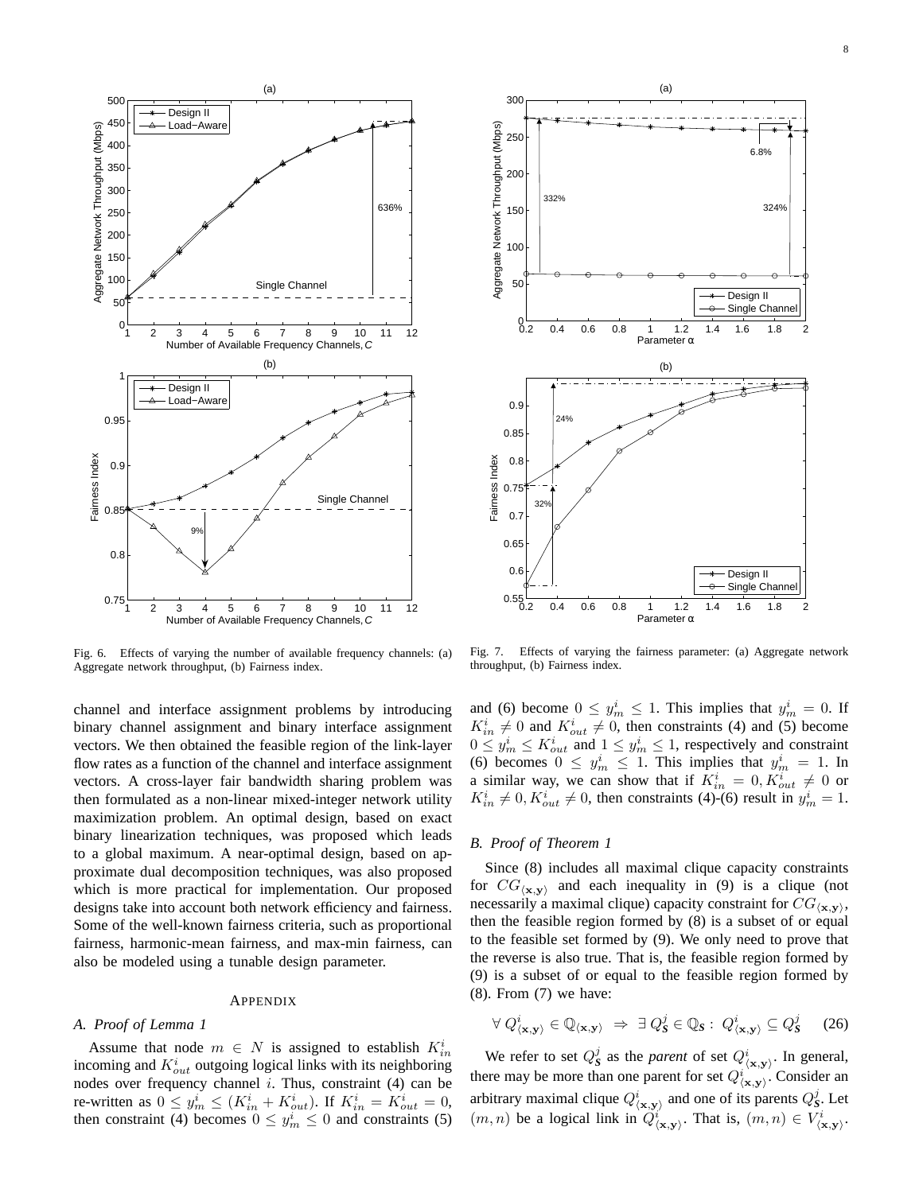(a)

Aggregate Network Throughput (Mbps)

Design II

Load−Aware

636%

Single Channel

Number of Available Frequency Channels, $C$

(b)

Fairness Index

Design II

Load−Aware

Single Channel

9%

Number of Available Frequency Channels, $C$

Fig. 6. Effects of varying the number of available frequency channels: (a) Aggregate network throughput, (b) Fairness index.

(a)

Aggregate Network Throughput (Mbps)

332%

324%

6.8%

Design II

Single Channel

Parameter α

(b)

Fairness Index

24%

32%

Design II

Single Channel

Parameter α

Fig. 7. Effects of varying the fairness parameter: (a) Aggregate network throughput, (b) Fairness index.

channel and interface assignment problems by introducing binary channel assignment and binary interface assignment vectors. We then obtained the feasible region of the link-layer flow rates as a function of the channel and interface assignment vectors. A cross-layer fair bandwidth sharing problem was then formulated as a non-linear mixed-integer network utility maximization problem. An optimal design, based on exact binary linearization techniques, was proposed which leads to a global maximum. A near-optimal design, based on approximate dual decomposition techniques, was also proposed which is more practical for implementation. Our proposed designs take into account both network efficiency and fairness. Some of the well-known fairness criteria, such as proportional fairness, harmonic-mean fairness, and max-min fairness, can also be modeled using a tunable design parameter.

## APPENDIX

### A. Proof of Lemma 1

Assume that node $m \in N$ is assigned to establish $K^i_{in}$ incoming and $K^i_{out}$ outgoing logical links with its neighboring nodes over frequency channel $i$. Thus, constraint (4) can be re-written as $0 \leq y^i_m \leq (K^i_{in} + K^i_{out})$. If $K^i_{in} = K^i_{out} = 0$, then constraint (4) becomes $0 \leq y^i_m \leq 0$ and constraints (5) and (6) become $0 \leq y^i_m \leq 1$. This implies that $y^i_m = 0$. If $K^i_{in} \neq 0$ and $K^i_{out} \neq 0$, then constraints (4) and (5) become $0 \leq y^i_m \leq K^i_{out}$ and $1 \leq y^i_m \leq 1$, respectively and constraint (6) becomes $0 \leq y^i_m \leq 1$. This implies that $y^i_m = 1$. In a similar way, we can show that if $K^i_{in} = 0, K^i_{out} \neq 0$ or $K^i_{in} \neq 0, K^i_{out} \neq 0$, then constraints (4)-(6) result in $y^i_m = 1$.

### B. Proof of Theorem 1

Since (8) includes all maximal clique capacity constraints for $CG_{\langle \mathbf{x},\mathbf{y} \rangle}$ and each inequality in (9) is a clique (not necessarily a maximal clique) capacity constraint for $CG_{\langle \mathbf{x},\mathbf{y} \rangle}$, then the feasible region formed by (8) is a subset of or equal to the feasible set formed by (9). We only need to prove that the reverse is also true. That is, the feasible region formed by (9) is a subset of or equal to the feasible region formed by (8). From (7) we have:

$$\forall \; Q^i_{\langle \mathbf{x},\mathbf{y} \rangle} \in \mathbb{Q}_{\langle \mathbf{x},\mathbf{y} \rangle} \;\; \Rightarrow \;\; \exists \; Q^j_{\mathbf{S}} \in \mathbb{Q}_{\mathbf{S}} : \; Q^i_{\langle \mathbf{x},\mathbf{y} \rangle} \subseteq Q^j_{\mathbf{S}} \qquad (26)$$

We refer to set $Q^j_{\mathbf{S}}$ as the *parent* of set $Q^i_{\langle \mathbf{x},\mathbf{y} \rangle}$. In general, there may be more than one parent for set $Q^i_{\langle \mathbf{x},\mathbf{y} \rangle}$. Consider an arbitrary maximal clique $Q^i_{\langle \mathbf{x},\mathbf{y} \rangle}$ and one of its parents $Q^j_{\mathbf{S}}$. Let $(m, n)$ be a logical link in $Q^i_{\langle \mathbf{x},\mathbf{y} \rangle}$. That is, $(m, n) \in V^i_{\langle \mathbf{x},\mathbf{y} \rangle}$.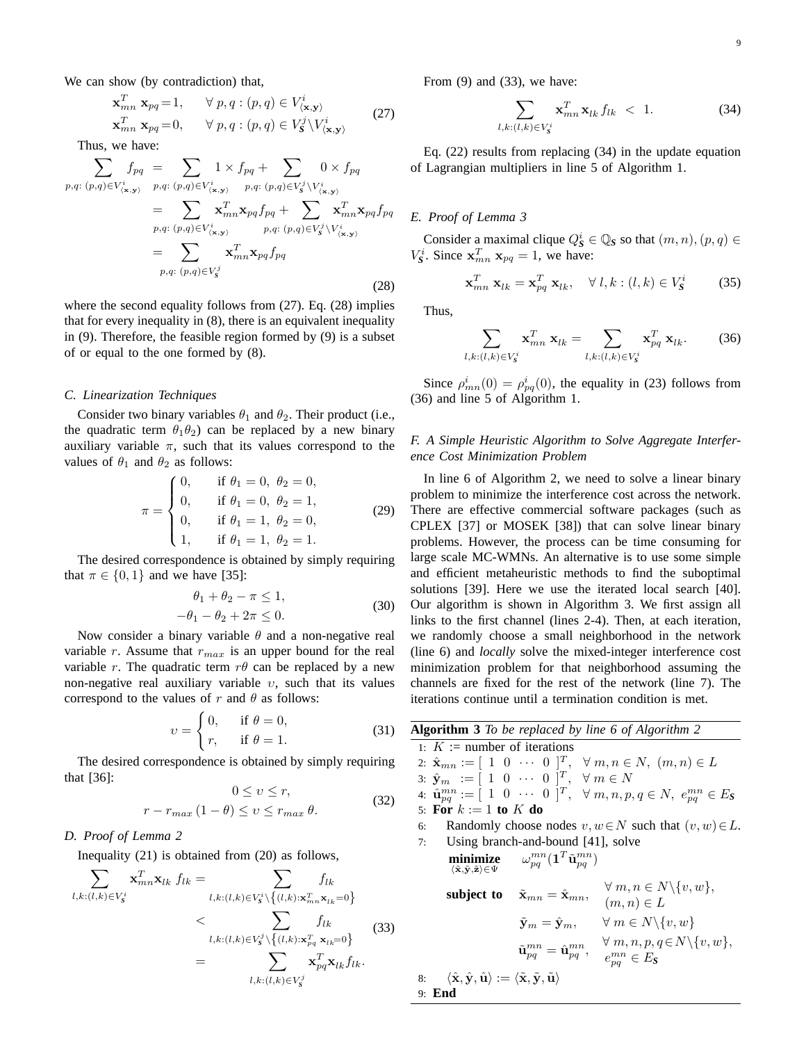We can show (by contradiction) that,

$$
\begin{aligned}
\mathbf{x}_{mn}^T\ \mathbf{x}_{pq} &= 1, \qquad \forall\ p,q : (p,q) \in V^i_{\langle \mathbf{x},\mathbf{y}\rangle} \\
\mathbf{x}_{mn}^T\ \mathbf{x}_{pq} &= 0, \qquad \forall\ p,q : (p,q) \in V^j_{\boldsymbol{S}} \backslash V^i_{\langle \mathbf{x},\mathbf{y}\rangle}
\end{aligned} \tag{27}
$$

Thus, we have:

$$
\begin{aligned}
\sum_{p,q:\ (p,q)\in V^i_{\langle \mathbf{x},\mathbf{y}\rangle}} f_{pq} &= \sum_{p,q:\ (p,q)\in V^i_{\langle \mathbf{x},\mathbf{y}\rangle}} 1 \times f_{pq} + \sum_{p,q:\ (p,q)\in V^j_{\boldsymbol{S}}\backslash V^i_{\langle \mathbf{x},\mathbf{y}\rangle}} 0 \times f_{pq} \\
&= \sum_{p,q:\ (p,q)\in V^i_{\langle \mathbf{x},\mathbf{y}\rangle}} \mathbf{x}_{mn}^T \mathbf{x}_{pq} f_{pq} + \sum_{p,q:\ (p,q)\in V^j_{\boldsymbol{S}}\backslash V^i_{\langle \mathbf{x},\mathbf{y}\rangle}} \mathbf{x}_{mn}^T \mathbf{x}_{pq} f_{pq} \\
&= \sum_{p,q:\ (p,q)\in V^j_{\boldsymbol{S}}} \mathbf{x}_{mn}^T \mathbf{x}_{pq} f_{pq}
\end{aligned} \tag{28}
$$

where the second equality follows from (27). Eq. (28) implies that for every inequality in (8), there is an equivalent inequality in (9). Therefore, the feasible region formed by (9) is a subset of or equal to the one formed by (8).

### C. Linearization Techniques

Consider two binary variables $\theta_1$ and $\theta_2$. Their product (i.e., the quadratic term $\theta_1\theta_2$) can be replaced by a new binary auxiliary variable $\pi$, such that its values correspond to the values of $\theta_1$ and $\theta_2$ as follows:

$$
\pi = \begin{cases} 0, & \text{if } \theta_1 = 0,\ \theta_2 = 0, \\ 0, & \text{if } \theta_1 = 0,\ \theta_2 = 1, \\ 0, & \text{if } \theta_1 = 1,\ \theta_2 = 0, \\ 1, & \text{if } \theta_1 = 1,\ \theta_2 = 1. \end{cases} \tag{29}
$$

The desired correspondence is obtained by simply requiring that $\pi \in \{0, 1\}$ and we have [35]:

$$
\begin{aligned}
\theta_1 + \theta_2 - \pi &\leq 1, \\
-\theta_1 - \theta_2 + 2\pi &\leq 0.
\end{aligned} \tag{30}
$$

Now consider a binary variable $\theta$ and a non-negative real variable $r$. Assume that $r_{max}$ is an upper bound for the real variable $r$. The quadratic term $r\theta$ can be replaced by a new non-negative real auxiliary variable $\upsilon$, such that its values correspond to the values of $r$ and $\theta$ as follows:

$$
\upsilon = \begin{cases} 0, & \text{if } \theta = 0, \\ r, & \text{if } \theta = 1. \end{cases} \tag{31}
$$

The desired correspondence is obtained by simply requiring that [36]:

$$
\begin{aligned}
0 \leq \upsilon &\leq r, \\
r - r_{max}\,(1 - \theta) \leq \upsilon &\leq r_{max}\,\theta.
\end{aligned} \tag{32}
$$

### D. Proof of Lemma 2

Inequality (21) is obtained from (20) as follows,

$$
\begin{aligned}
\sum_{l,k:(l,k)\in V^i_{\boldsymbol{S}}} \mathbf{x}_{mn}^T \mathbf{x}_{lk}\ f_{lk} &= \sum_{l,k:(l,k)\in V^i_{\boldsymbol{S}} \backslash \left\{(l,k):\mathbf{x}_{mn}^T \mathbf{x}_{lk}=0\right\}} f_{lk} \\
&< \sum_{l,k:(l,k)\in V^j_{\boldsymbol{S}} \backslash \left\{(l,k):\mathbf{x}_{pq}^T\ \mathbf{x}_{lk}=0\right\}} f_{lk} \\
&= \sum_{l,k:(l,k)\in V^j_{\boldsymbol{S}}} \mathbf{x}_{pq}^T \mathbf{x}_{lk} f_{lk}.
\end{aligned} \tag{33}
$$

From (9) and (33), we have:

$$
\sum_{l,k:(l,k)\in V^i_{\boldsymbol{S}}} \mathbf{x}_{mn}^T \mathbf{x}_{lk}\, f_{lk} \ < \ 1. \tag{34}
$$

Eq. (22) results from replacing (34) in the update equation of Lagrangian multipliers in line 5 of Algorithm 1.

### E. Proof of Lemma 3

Consider a maximal clique $Q^i_{\boldsymbol{S}} \in \mathbb{Q}_{\boldsymbol{S}}$ so that $(m,n),(p,q) \in V^i_{\boldsymbol{S}}$. Since $\mathbf{x}_{mn}^T\ \mathbf{x}_{pq} = 1$, we have:

$$
\mathbf{x}_{mn}^T\ \mathbf{x}_{lk} = \mathbf{x}_{pq}^T\ \mathbf{x}_{lk}, \quad \forall\ l,k : (l,k) \in V^i_{\boldsymbol{S}} \tag{35}
$$

Thus,

$$
\sum_{l,k:(l,k)\in V^i_{\boldsymbol{S}}} \mathbf{x}_{mn}^T\ \mathbf{x}_{lk} = \sum_{l,k:(l,k)\in V^i_{\boldsymbol{S}}} \mathbf{x}_{pq}^T\ \mathbf{x}_{lk}. \tag{36}
$$

Since $\rho^i_{mn}(0) = \rho^i_{pq}(0)$, the equality in (23) follows from (36) and line 5 of Algorithm 1.

### F. A Simple Heuristic Algorithm to Solve Aggregate Interference Cost Minimization Problem

In line 6 of Algorithm 2, we need to solve a linear binary problem to minimize the interference cost across the network. There are effective commercial software packages (such as CPLEX [37] or MOSEK [38]) that can solve linear binary problems. However, the process can be time consuming for large scale MC-WMNs. An alternative is to use some simple and efficient metaheuristic methods to find the suboptimal solutions [39]. Here we use the iterated local search [40]. Our algorithm is shown in Algorithm 3. We first assign all links to the first channel (lines 2-4). Then, at each iteration, we randomly choose a small neighborhood in the network (line 6) and *locally* solve the mixed-integer interference cost minimization problem for that neighborhood assuming the channels are fixed for the rest of the network (line 7). The iterations continue until a termination condition is met.

**Algorithm 3** *To be replaced by line 6 of Algorithm 2*

1: $K$ := number of iterations
2: $\hat{\mathbf{x}}_{mn} := [\ 1\ \ 0\ \ \cdots\ \ 0\ ]^T, \ \ \forall\ m,n \in N,\ (m,n) \in L$
3: $\hat{\mathbf{y}}_{m} := [\ 1\ \ 0\ \ \cdots\ \ 0\ ]^T, \ \ \forall\ m \in N$
4: $\hat{\mathbf{u}}^{mn}_{pq} := [\ 1\ \ 0\ \ \cdots\ \ 0\ ]^T, \ \ \forall\ m,n,p,q \in N,\ e^{mn}_{pq} \in E_{\boldsymbol{S}}$
5: **For** $k := 1$ **to** $K$ **do**
6: Randomly choose nodes $v, w \in N$ such that $(v,w) \in L$.
7: Using branch-and-bound [41], solve

$$
\begin{aligned}
\underset{\langle \tilde{\mathbf{x}},\tilde{\mathbf{y}},\tilde{\mathbf{z}}\rangle \in \Psi}{\textbf{minimize}} \quad & \omega^{mn}_{pq}(\mathbf{1}^T\tilde{\mathbf{u}}^{mn}_{pq}) \\
\textbf{subject to} \quad & \tilde{\mathbf{x}}_{mn} = \hat{\mathbf{x}}_{mn}, \quad \forall\ m,n \in N\backslash\{v,w\},\ (m,n) \in L \\
& \tilde{\mathbf{y}}_{m} = \hat{\mathbf{y}}_{m}, \quad \forall\ m \in N\backslash\{v,w\} \\
& \tilde{\mathbf{u}}^{mn}_{pq} = \hat{\mathbf{u}}^{mn}_{pq}, \quad \forall\ m,n,p,q \in N\backslash\{v,w\},\ e^{mn}_{pq} \in E_{\boldsymbol{S}}
\end{aligned}
$$

8: $\langle \hat{\mathbf{x}}, \hat{\mathbf{y}}, \hat{\mathbf{u}}\rangle := \langle \tilde{\mathbf{x}}, \tilde{\mathbf{y}}, \tilde{\mathbf{u}}\rangle$
9: **End**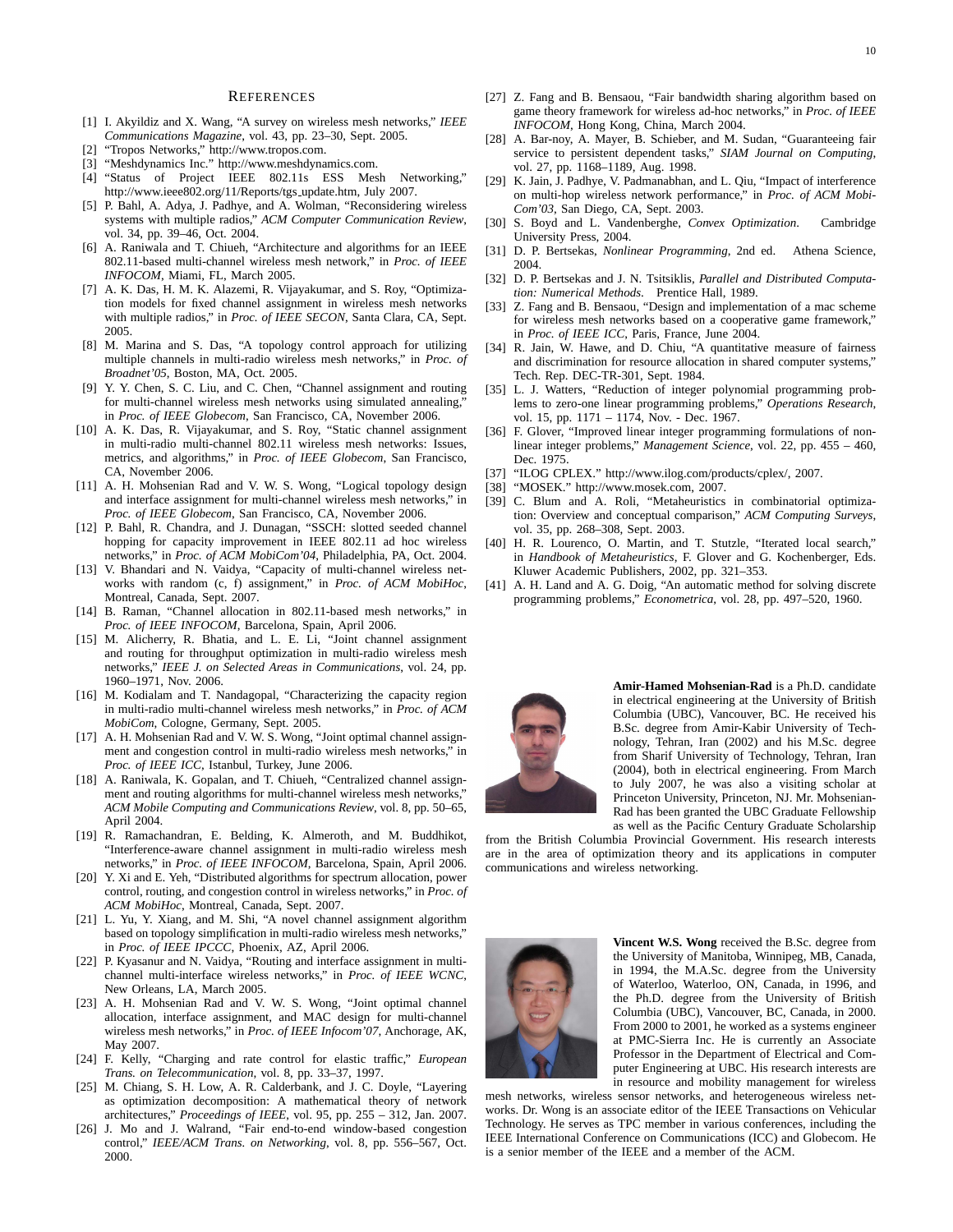## REFERENCES

[1] I. Akyildiz and X. Wang, "A survey on wireless mesh networks," *IEEE Communications Magazine*, vol. 43, pp. 23–30, Sept. 2005.

[2] "Tropos Networks," http://www.tropos.com.

[3] "Meshdynamics Inc." http://www.meshdynamics.com.

[4] "Status of Project IEEE 802.11s ESS Mesh Networking," http://www.ieee802.org/11/Reports/tgs_update.htm, July 2007.

[5] P. Bahl, A. Adya, J. Padhye, and A. Wolman, "Reconsidering wireless systems with multiple radios," *ACM Computer Communication Review*, vol. 34, pp. 39–46, Oct. 2004.

[6] A. Raniwala and T. Chiueh, "Architecture and algorithms for an IEEE 802.11-based multi-channel wireless mesh network," in *Proc. of IEEE INFOCOM*, Miami, FL, March 2005.

[7] A. K. Das, H. M. K. Alazemi, R. Vijayakumar, and S. Roy, "Optimization models for fixed channel assignment in wireless mesh networks with multiple radios," in *Proc. of IEEE SECON*, Santa Clara, CA, Sept. 2005.

[8] M. Marina and S. Das, "A topology control approach for utilizing multiple channels in multi-radio wireless mesh networks," in *Proc. of Broadnet'05*, Boston, MA, Oct. 2005.

[9] Y. Y. Chen, S. C. Liu, and C. Chen, "Channel assignment and routing for multi-channel wireless mesh networks using simulated annealing," in *Proc. of IEEE Globecom*, San Francisco, CA, November 2006.

[10] A. K. Das, R. Vijayakumar, and S. Roy, "Static channel assignment in multi-radio multi-channel 802.11 wireless mesh networks: Issues, metrics, and algorithms," in *Proc. of IEEE Globecom*, San Francisco, CA, November 2006.

[11] A. H. Mohsenian Rad and V. W. S. Wong, "Logical topology design and interface assignment for multi-channel wireless mesh networks," in *Proc. of IEEE Globecom*, San Francisco, CA, November 2006.

[12] P. Bahl, R. Chandra, and J. Dunagan, "SSCH: slotted seeded channel hopping for capacity improvement in IEEE 802.11 ad hoc wireless networks," in *Proc. of ACM MobiCom'04*, Philadelphia, PA, Oct. 2004.

[13] V. Bhandari and N. Vaidya, "Capacity of multi-channel wireless networks with random (c, f) assignment," in *Proc. of ACM MobiHoc*, Montreal, Canada, Sept. 2007.

[14] B. Raman, "Channel allocation in 802.11-based mesh networks," in *Proc. of IEEE INFOCOM*, Barcelona, Spain, April 2006.

[15] M. Alicherry, R. Bhatia, and L. E. Li, "Joint channel assignment and routing for throughput optimization in multi-radio wireless mesh networks," *IEEE J. on Selected Areas in Communications*, vol. 24, pp. 1960–1971, Nov. 2006.

[16] M. Kodialam and T. Nandagopal, "Characterizing the capacity region in multi-radio multi-channel wireless mesh networks," in *Proc. of ACM MobiCom*, Cologne, Germany, Sept. 2005.

[17] A. H. Mohsenian Rad and V. W. S. Wong, "Joint optimal channel assignment and congestion control in multi-radio wireless mesh networks," in *Proc. of IEEE ICC*, Istanbul, Turkey, June 2006.

[18] A. Raniwala, K. Gopalan, and T. Chiueh, "Centralized channel assignment and routing algorithms for multi-channel wireless mesh networks," *ACM Mobile Computing and Communications Review*, vol. 8, pp. 50–65, April 2004.

[19] R. Ramachandran, E. Belding, K. Almeroth, and M. Buddhikot, "Interference-aware channel assignment in multi-radio wireless mesh networks," in *Proc. of IEEE INFOCOM*, Barcelona, Spain, April 2006.

[20] Y. Xi and E. Yeh, "Distributed algorithms for spectrum allocation, power control, routing, and congestion control in wireless networks," in *Proc. of ACM MobiHoc*, Montreal, Canada, Sept. 2007.

[21] L. Yu, Y. Xiang, and M. Shi, "A novel channel assignment algorithm based on topology simplification in multi-radio wireless mesh networks," in *Proc. of IEEE IPCCC*, Phoenix, AZ, April 2006.

[22] P. Kyasanur and N. Vaidya, "Routing and interface assignment in multi-channel multi-interface wireless networks," in *Proc. of IEEE WCNC*, New Orleans, LA, March 2005.

[23] A. H. Mohsenian Rad and V. W. S. Wong, "Joint optimal channel allocation, interface assignment, and MAC design for multi-channel wireless mesh networks," in *Proc. of IEEE Infocom'07*, Anchorage, AK, May 2007.

[24] F. Kelly, "Charging and rate control for elastic traffic," *European Trans. on Telecommunication*, vol. 8, pp. 33–37, 1997.

[25] M. Chiang, S. H. Low, A. R. Calderbank, and J. C. Doyle, "Layering as optimization decomposition: A mathematical theory of network architectures," *Proceedings of IEEE*, vol. 95, pp. 255 – 312, Jan. 2007.

[26] J. Mo and J. Walrand, "Fair end-to-end window-based congestion control," *IEEE/ACM Trans. on Networking*, vol. 8, pp. 556–567, Oct. 2000.

[27] Z. Fang and B. Bensaou, "Fair bandwidth sharing algorithm based on game theory framework for wireless ad-hoc networks," in *Proc. of IEEE INFOCOM*, Hong Kong, China, March 2004.

[28] A. Bar-noy, A. Mayer, B. Schieber, and M. Sudan, "Guaranteeing fair service to persistent dependent tasks," *SIAM Journal on Computing*, vol. 27, pp. 1168–1189, Aug. 1998.

[29] K. Jain, J. Padhye, V. Padmanabhan, and L. Qiu, "Impact of interference on multi-hop wireless network performance," in *Proc. of ACM MobiCom'03*, San Diego, CA, Sept. 2003.

[30] S. Boyd and L. Vandenberghe, *Convex Optimization*. Cambridge University Press, 2004.

[31] D. P. Bertsekas, *Nonlinear Programming*, 2nd ed. Athena Science, 2004.

[32] D. P. Bertsekas and J. N. Tsitsiklis, *Parallel and Distributed Computation: Numerical Methods*. Prentice Hall, 1989.

[33] Z. Fang and B. Bensaou, "Design and implementation of a mac scheme for wireless mesh networks based on a cooperative game framework," in *Proc. of IEEE ICC*, Paris, France, June 2004.

[34] R. Jain, W. Hawe, and D. Chiu, "A quantitative measure of fairness and discrimination for resource allocation in shared computer systems," Tech. Rep. DEC-TR-301, Sept. 1984.

[35] L. J. Watters, "Reduction of integer polynomial programming problems to zero-one linear programming problems," *Operations Research*, vol. 15, pp. 1171 – 1174, Nov. - Dec. 1967.

[36] F. Glover, "Improved linear integer programming formulations of nonlinear integer problems," *Management Science*, vol. 22, pp. 455 – 460, Dec. 1975.

[37] "ILOG CPLEX." http://www.ilog.com/products/cplex/, 2007.

[38] "MOSEK." http://www.mosek.com, 2007.

[39] C. Blum and A. Roli, "Metaheuristics in combinatorial optimization: Overview and conceptual comparison," *ACM Computing Surveys*, vol. 35, pp. 268–308, Sept. 2003.

[40] H. R. Lourenco, O. Martin, and T. Stutzle, "Iterated local search," in *Handbook of Metaheuristics*, F. Glover and G. Kochenberger, Eds. Kluwer Academic Publishers, 2002, pp. 321–353.

[41] A. H. Land and A. G. Doig, "An automatic method for solving discrete programming problems," *Econometrica*, vol. 28, pp. 497–520, 1960.

**Amir-Hamed Mohsenian-Rad** is a Ph.D. candidate in electrical engineering at the University of British Columbia (UBC), Vancouver, BC. He received his B.Sc. degree from Amir-Kabir University of Technology, Tehran, Iran (2002) and his M.Sc. degree from Sharif University of Technology, Tehran, Iran (2004), both in electrical engineering. From March to July 2007, he was also a visiting scholar at Princeton University, Princeton, NJ. Mr. Mohsenian-Rad has been granted the UBC Graduate Fellowship as well as the Pacific Century Graduate Scholarship from the British Columbia Provincial Government. His research interests are in the area of optimization theory and its applications in computer communications and wireless networking.

**Vincent W.S. Wong** received the B.Sc. degree from the University of Manitoba, Winnipeg, MB, Canada, in 1994, the M.A.Sc. degree from the University of Waterloo, Waterloo, ON, Canada, in 1996, and the Ph.D. degree from the University of British Columbia (UBC), Vancouver, BC, Canada, in 2000. From 2000 to 2001, he worked as a systems engineer at PMC-Sierra Inc. He is currently an Associate Professor in the Department of Electrical and Computer Engineering at UBC. His research interests are in resource and mobility management for wireless mesh networks, wireless sensor networks, and heterogeneous wireless networks. Dr. Wong is an associate editor of the IEEE Transactions on Vehicular Technology. He serves as TPC member in various conferences, including the IEEE International Conference on Communications (ICC) and Globecom. He is a senior member of the IEEE and a member of the ACM.